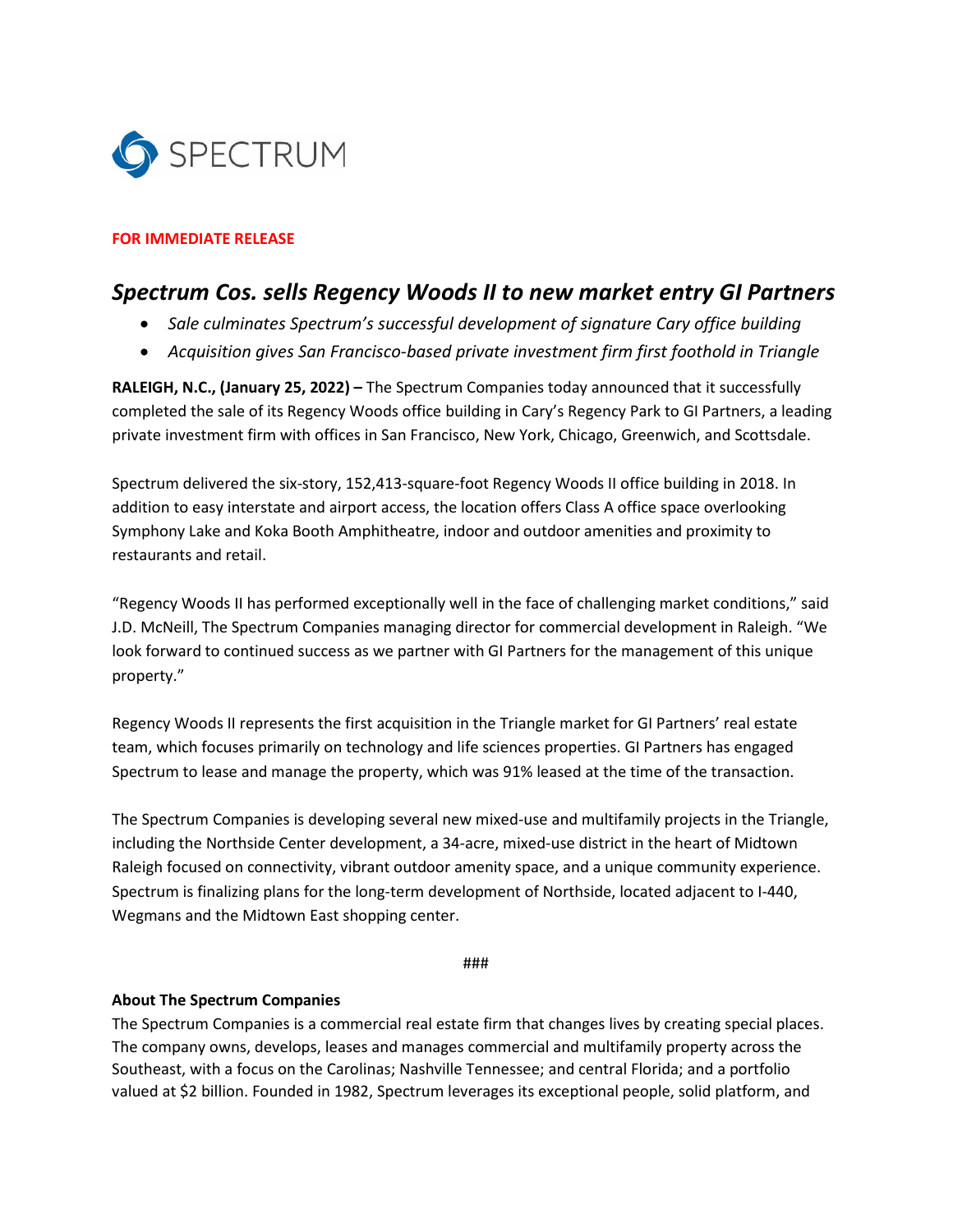SPECTRUM

**FOR IMMEDIATE RELEASE**

## *Spectrum Cos. sells Regency Woods II to new market entry GI Partners*

- *Sale culminates Spectrum's successful development of signature Cary office building*
- *Acquisition gives San Francisco-based private investment firm first foothold in Triangle*

**RALEIGH, N.C., (January 25, 2022) –** The Spectrum Companies today announced that it successfully completed the sale of its Regency Woods office building in Cary's Regency Park to GI Partners, a leading private investment firm with offices in San Francisco, New York, Chicago, Greenwich, and Scottsdale.

Spectrum delivered the six-story, 152,413-square-foot Regency Woods II office building in 2018. In addition to easy interstate and airport access, the location offers Class A office space overlooking Symphony Lake and Koka Booth Amphitheatre, indoor and outdoor amenities and proximity to restaurants and retail.

"Regency Woods II has performed exceptionally well in the face of challenging market conditions," said J.D. McNeill, The Spectrum Companies managing director for commercial development in Raleigh. "We look forward to continued success as we partner with GI Partners for the management of this unique property."

Regency Woods II represents the first acquisition in the Triangle market for GI Partners' real estate team, which focuses primarily on technology and life sciences properties. GI Partners has engaged Spectrum to lease and manage the property, which was 91% leased at the time of the transaction.

The Spectrum Companies is developing several new mixed-use and multifamily projects in the Triangle, including the Northside Center development, a 34-acre, mixed-use district in the heart of Midtown Raleigh focused on connectivity, vibrant outdoor amenity space, and a unique community experience. Spectrum is finalizing plans for the long-term development of Northside, located adjacent to I-440, Wegmans and the Midtown East shopping center.

###

**About The Spectrum Companies**

The Spectrum Companies is a commercial real estate firm that changes lives by creating special places. The company owns, develops, leases and manages commercial and multifamily property across the Southeast, with a focus on the Carolinas; Nashville Tennessee; and central Florida; and a portfolio valued at $2 billion. Founded in 1982, Spectrum leverages its exceptional people, solid platform, and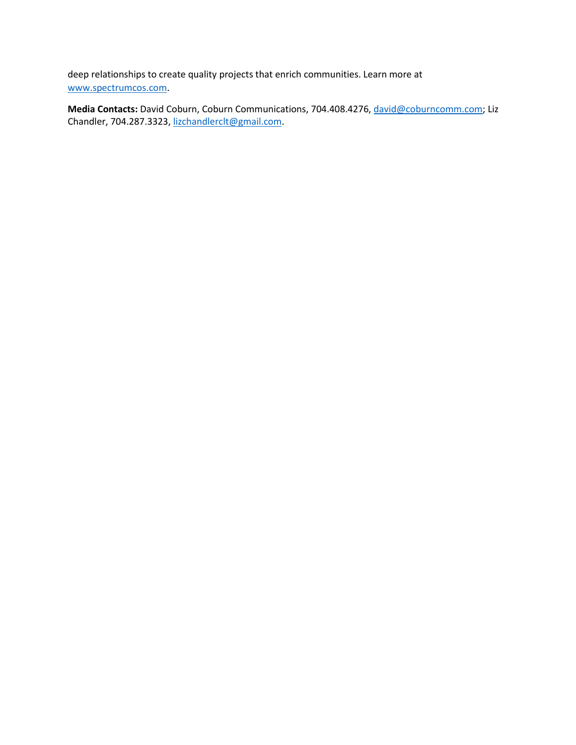deep relationships to create quality projects that enrich communities. Learn more at www.spectrumcos.com.

**Media Contacts:** David Coburn, Coburn Communications, 704.408.4276, david@coburncomm.com; Liz Chandler, 704.287.3323, lizchandlerclt@gmail.com.